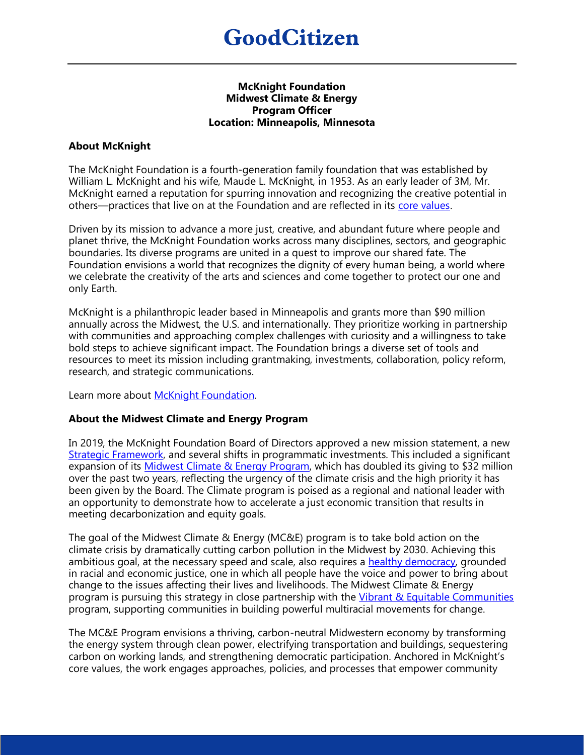# GoodCitizen

**McKnight Foundation**
**Midwest Climate & Energy**
**Program Officer**
**Location: Minneapolis, Minnesota**

## About McKnight

The McKnight Foundation is a fourth-generation family foundation that was established by William L. McKnight and his wife, Maude L. McKnight, in 1953. As an early leader of 3M, Mr. McKnight earned a reputation for spurring innovation and recognizing the creative potential in others—practices that live on at the Foundation and are reflected in its [core values](#).

Driven by its mission to advance a more just, creative, and abundant future where people and planet thrive, the McKnight Foundation works across many disciplines, sectors, and geographic boundaries. Its diverse programs are united in a quest to improve our shared fate. The Foundation envisions a world that recognizes the dignity of every human being, a world where we celebrate the creativity of the arts and sciences and come together to protect our one and only Earth.

McKnight is a philanthropic leader based in Minneapolis and grants more than $90 million annually across the Midwest, the U.S. and internationally. They prioritize working in partnership with communities and approaching complex challenges with curiosity and a willingness to take bold steps to achieve significant impact. The Foundation brings a diverse set of tools and resources to meet its mission including grantmaking, investments, collaboration, policy reform, research, and strategic communications.

Learn more about [McKnight Foundation](#).

## About the Midwest Climate and Energy Program

In 2019, the McKnight Foundation Board of Directors approved a new mission statement, a new [Strategic Framework](#), and several shifts in programmatic investments. This included a significant expansion of its [Midwest Climate & Energy Program](#), which has doubled its giving to $32 million over the past two years, reflecting the urgency of the climate crisis and the high priority it has been given by the Board. The Climate program is poised as a regional and national leader with an opportunity to demonstrate how to accelerate a just economic transition that results in meeting decarbonization and equity goals.

The goal of the Midwest Climate & Energy (MC&E) program is to take bold action on the climate crisis by dramatically cutting carbon pollution in the Midwest by 2030. Achieving this ambitious goal, at the necessary speed and scale, also requires a [healthy democracy](#), grounded in racial and economic justice, one in which all people have the voice and power to bring about change to the issues affecting their lives and livelihoods. The Midwest Climate & Energy program is pursuing this strategy in close partnership with the [Vibrant & Equitable Communities](#) program, supporting communities in building powerful multiracial movements for change.

The MC&E Program envisions a thriving, carbon-neutral Midwestern economy by transforming the energy system through clean power, electrifying transportation and buildings, sequestering carbon on working lands, and strengthening democratic participation. Anchored in McKnight's core values, the work engages approaches, policies, and processes that empower community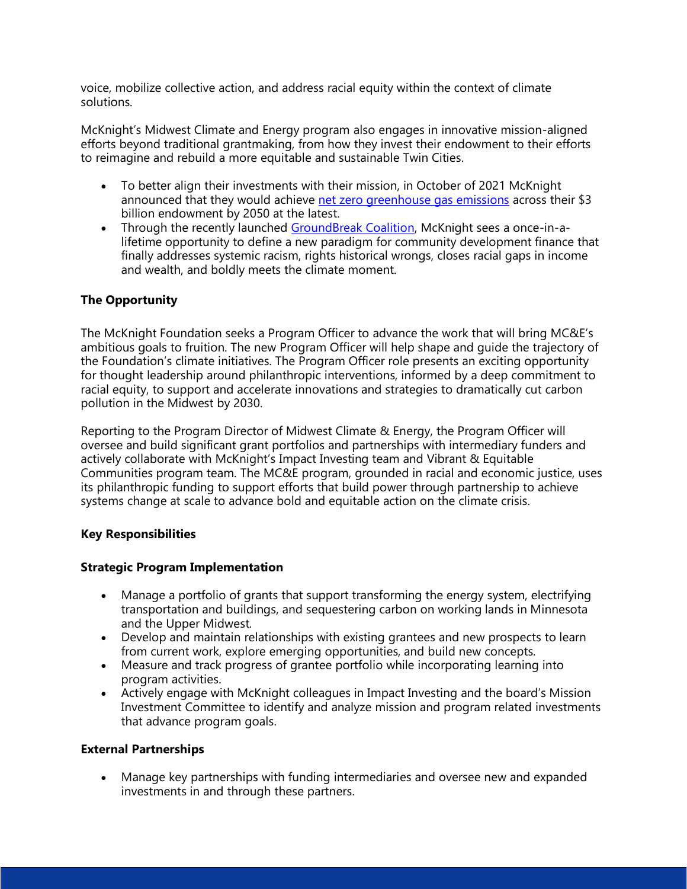voice, mobilize collective action, and address racial equity within the context of climate solutions.

McKnight's Midwest Climate and Energy program also engages in innovative mission-aligned efforts beyond traditional grantmaking, from how they invest their endowment to their efforts to reimagine and rebuild a more equitable and sustainable Twin Cities.

- To better align their investments with their mission, in October of 2021 McKnight announced that they would achieve net zero greenhouse gas emissions across their $3 billion endowment by 2050 at the latest.
- Through the recently launched GroundBreak Coalition, McKnight sees a once-in-a-lifetime opportunity to define a new paradigm for community development finance that finally addresses systemic racism, rights historical wrongs, closes racial gaps in income and wealth, and boldly meets the climate moment.

**The Opportunity**

The McKnight Foundation seeks a Program Officer to advance the work that will bring MC&E's ambitious goals to fruition. The new Program Officer will help shape and guide the trajectory of the Foundation's climate initiatives. The Program Officer role presents an exciting opportunity for thought leadership around philanthropic interventions, informed by a deep commitment to racial equity, to support and accelerate innovations and strategies to dramatically cut carbon pollution in the Midwest by 2030.

Reporting to the Program Director of Midwest Climate & Energy, the Program Officer will oversee and build significant grant portfolios and partnerships with intermediary funders and actively collaborate with McKnight's Impact Investing team and Vibrant & Equitable Communities program team. The MC&E program, grounded in racial and economic justice, uses its philanthropic funding to support efforts that build power through partnership to achieve systems change at scale to advance bold and equitable action on the climate crisis.

**Key Responsibilities**

**Strategic Program Implementation**

- Manage a portfolio of grants that support transforming the energy system, electrifying transportation and buildings, and sequestering carbon on working lands in Minnesota and the Upper Midwest.
- Develop and maintain relationships with existing grantees and new prospects to learn from current work, explore emerging opportunities, and build new concepts.
- Measure and track progress of grantee portfolio while incorporating learning into program activities.
- Actively engage with McKnight colleagues in Impact Investing and the board's Mission Investment Committee to identify and analyze mission and program related investments that advance program goals.

**External Partnerships**

- Manage key partnerships with funding intermediaries and oversee new and expanded investments in and through these partners.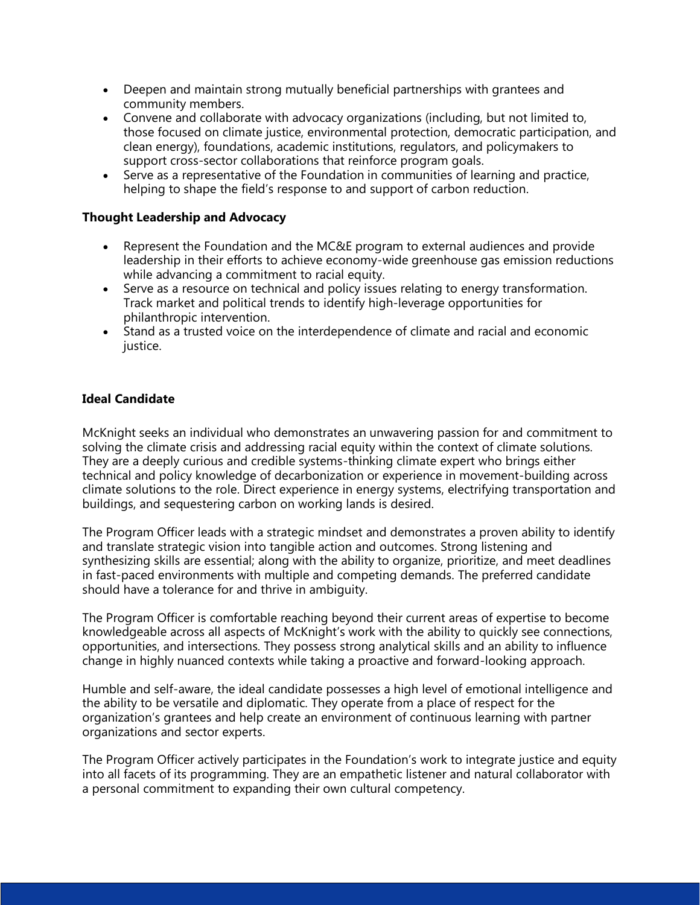- Deepen and maintain strong mutually beneficial partnerships with grantees and community members.
- Convene and collaborate with advocacy organizations (including, but not limited to, those focused on climate justice, environmental protection, democratic participation, and clean energy), foundations, academic institutions, regulators, and policymakers to support cross-sector collaborations that reinforce program goals.
- Serve as a representative of the Foundation in communities of learning and practice, helping to shape the field's response to and support of carbon reduction.

**Thought Leadership and Advocacy**

- Represent the Foundation and the MC&E program to external audiences and provide leadership in their efforts to achieve economy-wide greenhouse gas emission reductions while advancing a commitment to racial equity.
- Serve as a resource on technical and policy issues relating to energy transformation. Track market and political trends to identify high-leverage opportunities for philanthropic intervention.
- Stand as a trusted voice on the interdependence of climate and racial and economic justice.

**Ideal Candidate**

McKnight seeks an individual who demonstrates an unwavering passion for and commitment to solving the climate crisis and addressing racial equity within the context of climate solutions. They are a deeply curious and credible systems-thinking climate expert who brings either technical and policy knowledge of decarbonization or experience in movement-building across climate solutions to the role. Direct experience in energy systems, electrifying transportation and buildings, and sequestering carbon on working lands is desired.

The Program Officer leads with a strategic mindset and demonstrates a proven ability to identify and translate strategic vision into tangible action and outcomes. Strong listening and synthesizing skills are essential; along with the ability to organize, prioritize, and meet deadlines in fast-paced environments with multiple and competing demands. The preferred candidate should have a tolerance for and thrive in ambiguity.

The Program Officer is comfortable reaching beyond their current areas of expertise to become knowledgeable across all aspects of McKnight's work with the ability to quickly see connections, opportunities, and intersections. They possess strong analytical skills and an ability to influence change in highly nuanced contexts while taking a proactive and forward-looking approach.

Humble and self-aware, the ideal candidate possesses a high level of emotional intelligence and the ability to be versatile and diplomatic. They operate from a place of respect for the organization's grantees and help create an environment of continuous learning with partner organizations and sector experts.

The Program Officer actively participates in the Foundation's work to integrate justice and equity into all facets of its programming. They are an empathetic listener and natural collaborator with a personal commitment to expanding their own cultural competency.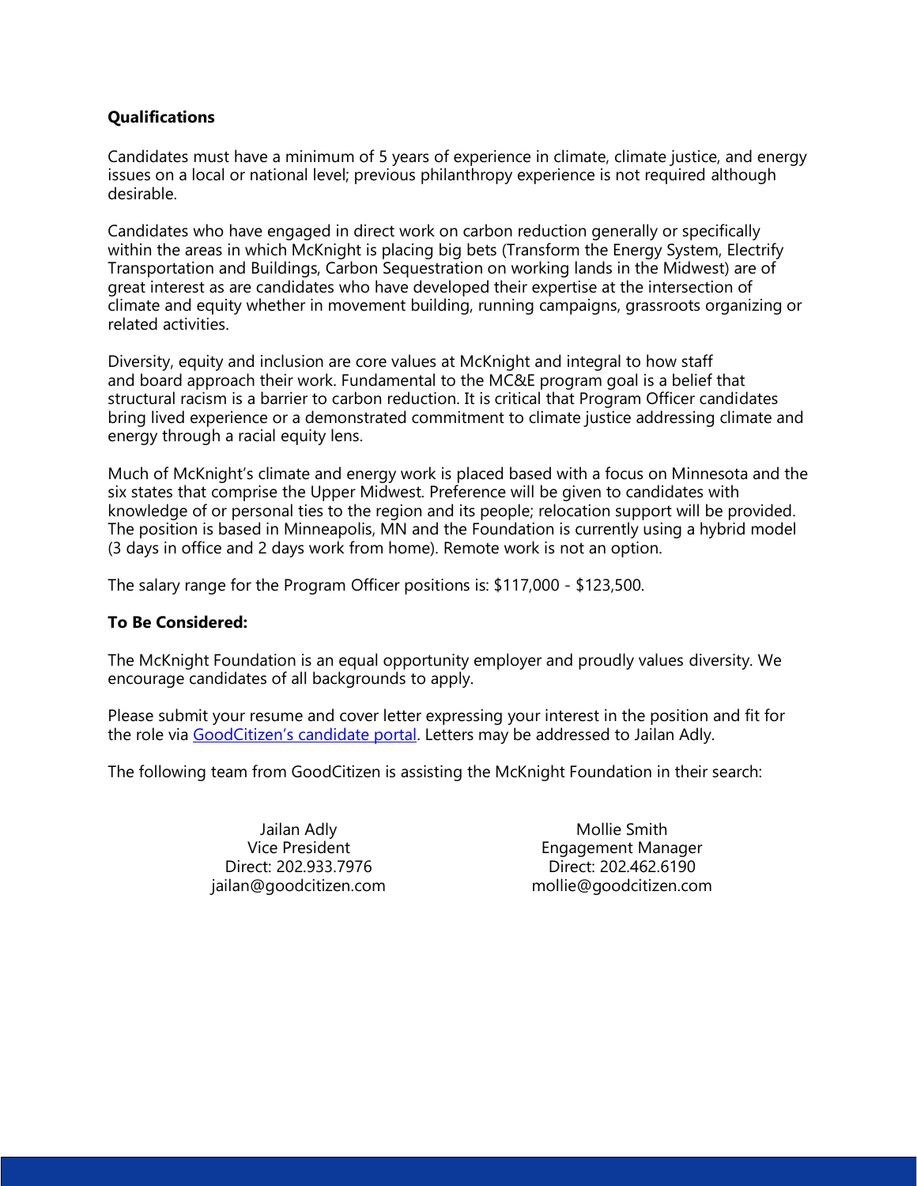**Qualifications**

Candidates must have a minimum of 5 years of experience in climate, climate justice, and energy issues on a local or national level; previous philanthropy experience is not required although desirable.

Candidates who have engaged in direct work on carbon reduction generally or specifically within the areas in which McKnight is placing big bets (Transform the Energy System, Electrify Transportation and Buildings, Carbon Sequestration on working lands in the Midwest) are of great interest as are candidates who have developed their expertise at the intersection of climate and equity whether in movement building, running campaigns, grassroots organizing or related activities.

Diversity, equity and inclusion are core values at McKnight and integral to how staff and board approach their work. Fundamental to the MC&E program goal is a belief that structural racism is a barrier to carbon reduction. It is critical that Program Officer candidates bring lived experience or a demonstrated commitment to climate justice addressing climate and energy through a racial equity lens.

Much of McKnight's climate and energy work is placed based with a focus on Minnesota and the six states that comprise the Upper Midwest. Preference will be given to candidates with knowledge of or personal ties to the region and its people; relocation support will be provided. The position is based in Minneapolis, MN and the Foundation is currently using a hybrid model (3 days in office and 2 days work from home). Remote work is not an option.

The salary range for the Program Officer positions is: $117,000 - $123,500.

**To Be Considered:**

The McKnight Foundation is an equal opportunity employer and proudly values diversity. We encourage candidates of all backgrounds to apply.

Please submit your resume and cover letter expressing your interest in the position and fit for the role via [GoodCitizen's candidate portal](). Letters may be addressed to Jailan Adly.

The following team from GoodCitizen is assisting the McKnight Foundation in their search:

Jailan Adly
Vice President
Direct: 202.933.7976
jailan@goodcitizen.com

Mollie Smith
Engagement Manager
Direct: 202.462.6190
mollie@goodcitizen.com